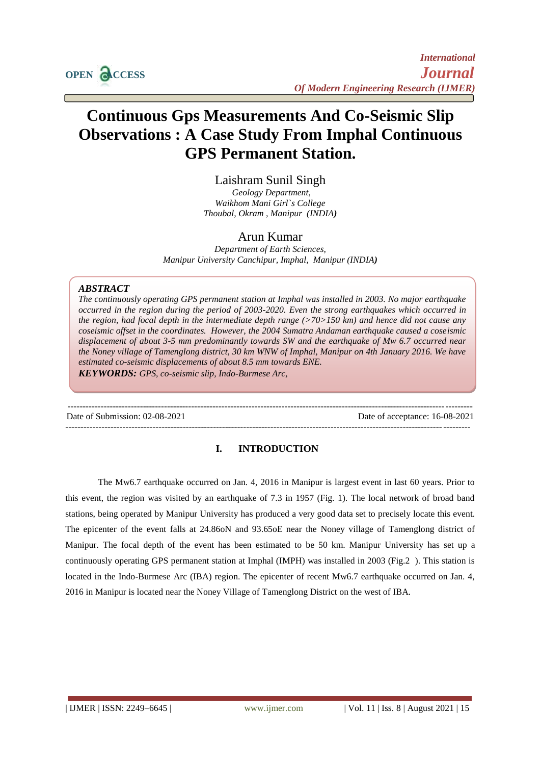# Continuous Gps Measurements And Co-Seismic Slip Observations : A Case Study From Imphal Continuous GPS Permanent Station.

**Laishram Sunil Singh**
*Geology Department,*
*Waikhom Mani Girl`s College*
*Thoubal, Okram , Manipur (INDIA)*

**Arun Kumar**
*Department of Earth Sciences,*
*Manipur University Canchipur, Imphal, Manipur (INDIA)*

***ABSTRACT***

*The continuously operating GPS permanent station at Imphal was installed in 2003. No major earthquake occurred in the region during the period of 2003-2020. Even the strong earthquakes which occurred in the region, had focal depth in the intermediate depth range (>70>150 km) and hence did not cause any coseismic offset in the coordinates. However, the 2004 Sumatra Andaman earthquake caused a coseismic displacement of about 3-5 mm predominantly towards SW and the earthquake of Mw 6.7 occurred near the Noney village of Tamenglong district, 30 km WNW of Imphal, Manipur on 4th January 2016. We have estimated co-seismic displacements of about 8.5 mm towards ENE.*

***KEYWORDS:*** *GPS, co-seismic slip, Indo-Burmese Arc,*

Date of Submission: 02-08-2021 | Date of acceptance: 16-08-2021

## I. INTRODUCTION

The Mw6.7 earthquake occurred on Jan. 4, 2016 in Manipur is largest event in last 60 years. Prior to this event, the region was visited by an earthquake of 7.3 in 1957 (Fig. 1). The local network of broad band stations, being operated by Manipur University has produced a very good data set to precisely locate this event. The epicenter of the event falls at 24.86oN and 93.65oE near the Noney village of Tamenglong district of Manipur. The focal depth of the event has been estimated to be 50 km. Manipur University has set up a continuously operating GPS permanent station at Imphal (IMPH) was installed in 2003 (Fig.2 ). This station is located in the Indo-Burmese Arc (IBA) region. The epicenter of recent Mw6.7 earthquake occurred on Jan. 4, 2016 in Manipur is located near the Noney Village of Tamenglong District on the west of IBA.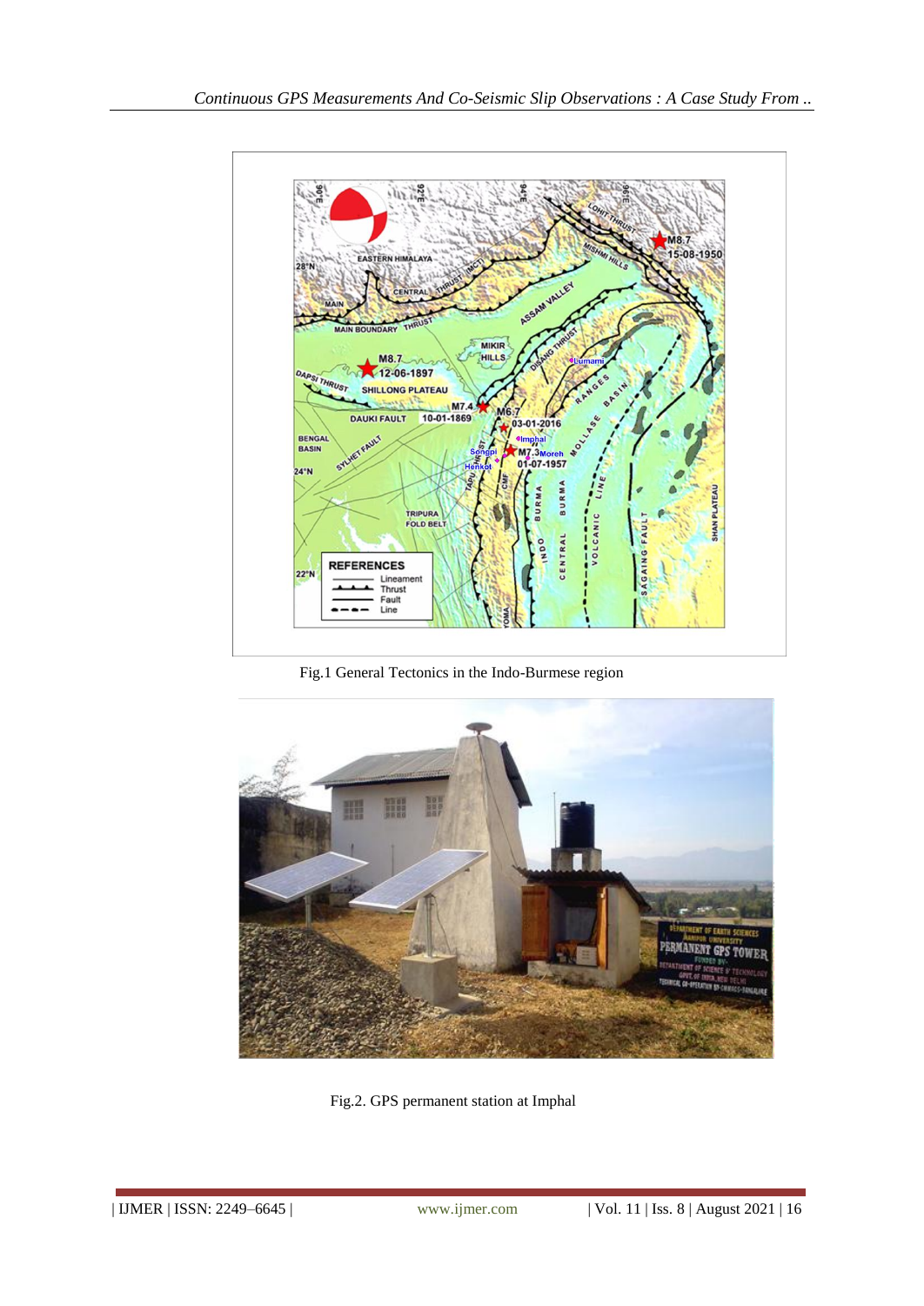Fig.1 General Tectonics in the Indo-Burmese region

Fig.2. GPS permanent station at Imphal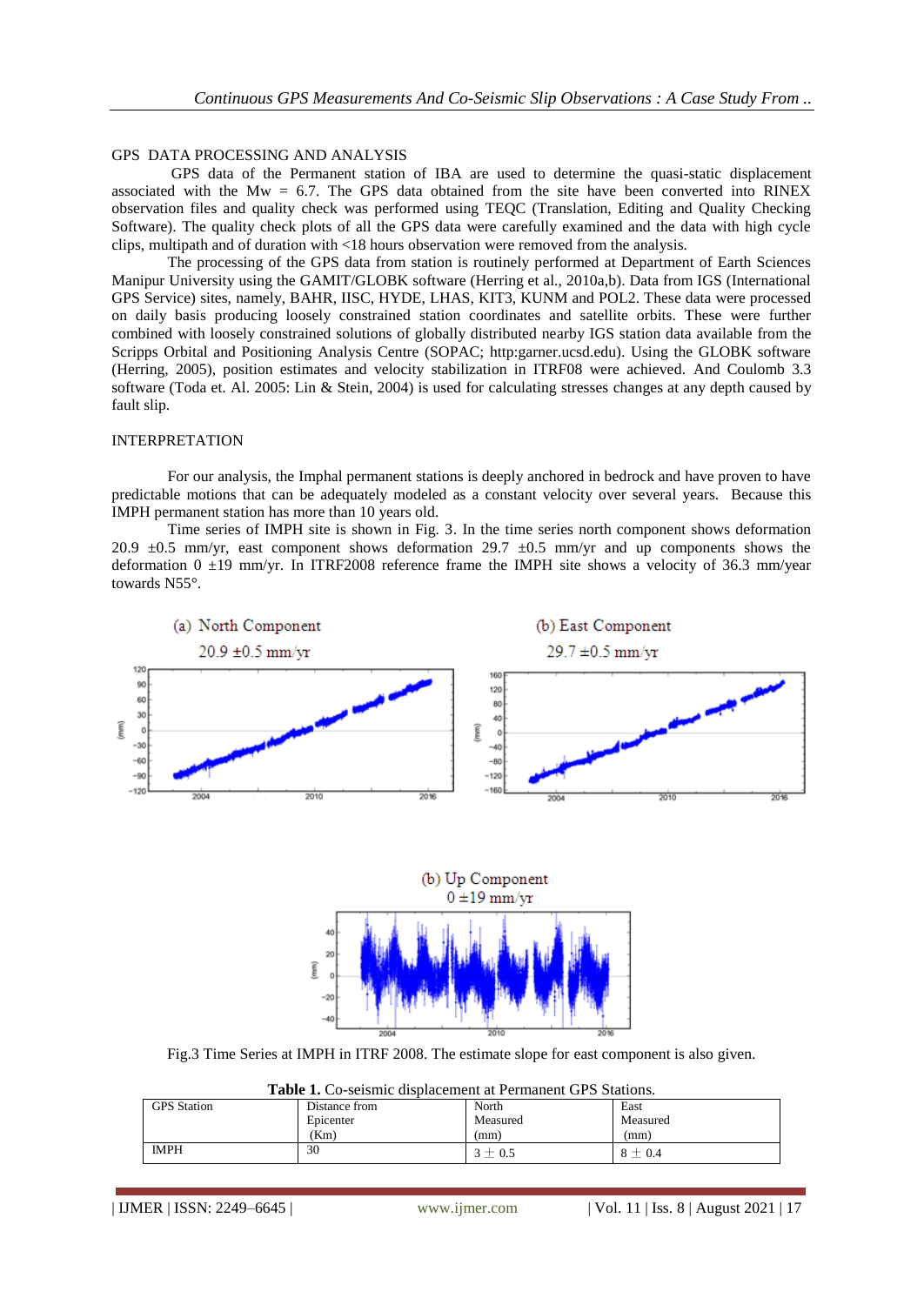## GPS DATA PROCESSING AND ANALYSIS

GPS data of the Permanent station of IBA are used to determine the quasi-static displacement associated with the Mw = 6.7. The GPS data obtained from the site have been converted into RINEX observation files and quality check was performed using TEQC (Translation, Editing and Quality Checking Software). The quality check plots of all the GPS data were carefully examined and the data with high cycle clips, multipath and of duration with <18 hours observation were removed from the analysis.

The processing of the GPS data from station is routinely performed at Department of Earth Sciences Manipur University using the GAMIT/GLOBK software (Herring et al., 2010a,b). Data from IGS (International GPS Service) sites, namely, BAHR, IISC, HYDE, LHAS, KIT3, KUNM and POL2. These data were processed on daily basis producing loosely constrained station coordinates and satellite orbits. These were further combined with loosely constrained solutions of globally distributed nearby IGS station data available from the Scripps Orbital and Positioning Analysis Centre (SOPAC; http:garner.ucsd.edu). Using the GLOBK software (Herring, 2005), position estimates and velocity stabilization in ITRF08 were achieved. And Coulomb 3.3 software (Toda et. Al. 2005: Lin & Stein, 2004) is used for calculating stresses changes at any depth caused by fault slip.

## INTERPRETATION

For our analysis, the Imphal permanent stations is deeply anchored in bedrock and have proven to have predictable motions that can be adequately modeled as a constant velocity over several years. Because this IMPH permanent station has more than 10 years old.

Time series of IMPH site is shown in Fig. 3. In the time series north component shows deformation 20.9 ±0.5 mm/yr, east component shows deformation 29.7 ±0.5 mm/yr and up components shows the deformation 0 ±19 mm/yr. In ITRF2008 reference frame the IMPH site shows a velocity of 36.3 mm/year towards N55°.

(a) North Component 20.9 ±0.5 mm/yr

(b) East Component 29.7 ±0.5 mm/yr

(b) Up Component 0 ±19 mm/yr

Fig.3 Time Series at IMPH in ITRF 2008. The estimate slope for east component is also given.

**Table 1.** Co-seismic displacement at Permanent GPS Stations.

| GPS Station | Distance from Epicenter (Km) | North Measured (mm) | East Measured (mm) |
|---|---|---|---|
| IMPH | 30 | 3 ± 0.5 | 8 ± 0.4 |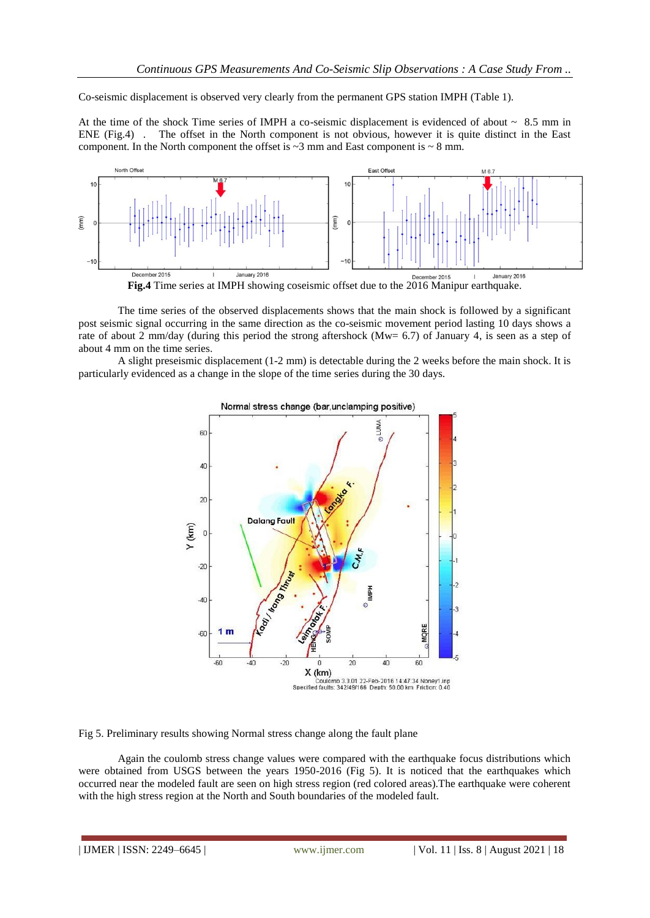Co-seismic displacement is observed very clearly from the permanent GPS station IMPH (Table 1).

At the time of the shock Time series of IMPH a co-seismic displacement is evidenced of about ~ 8.5 mm in ENE (Fig.4) . The offset in the North component is not obvious, however it is quite distinct in the East component. In the North component the offset is ~3 mm and East component is ~ 8 mm.

**Fig.4** Time series at IMPH showing coseismic offset due to the 2016 Manipur earthquake.

The time series of the observed displacements shows that the main shock is followed by a significant post seismic signal occurring in the same direction as the co-seismic movement period lasting 10 days shows a rate of about 2 mm/day (during this period the strong aftershock (Mw= 6.7) of January 4, is seen as a step of about 4 mm on the time series.

A slight preseismic displacement (1-2 mm) is detectable during the 2 weeks before the main shock. It is particularly evidenced as a change in the slope of the time series during the 30 days.

Fig 5. Preliminary results showing Normal stress change along the fault plane

Again the coulomb stress change values were compared with the earthquake focus distributions which were obtained from USGS between the years 1950-2016 (Fig 5). It is noticed that the earthquakes which occurred near the modeled fault are seen on high stress region (red colored areas).The earthquake were coherent with the high stress region at the North and South boundaries of the modeled fault.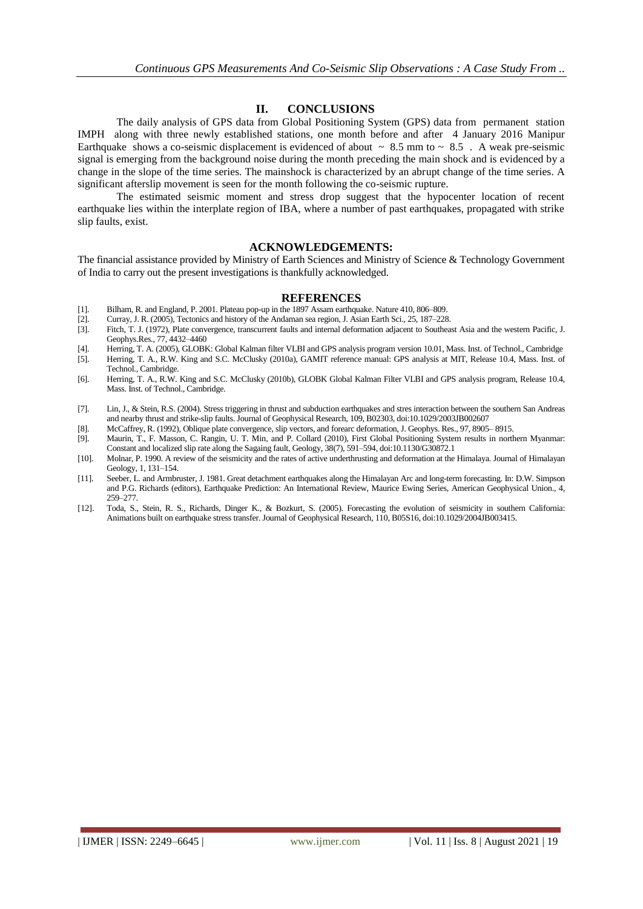## II. CONCLUSIONS

The daily analysis of GPS data from Global Positioning System (GPS) data from permanent station IMPH along with three newly established stations, one month before and after 4 January 2016 Manipur Earthquake shows a co-seismic displacement is evidenced of about ~ 8.5 mm to ~ 8.5 . A weak pre-seismic signal is emerging from the background noise during the month preceding the main shock and is evidenced by a change in the slope of the time series. The mainshock is characterized by an abrupt change of the time series. A significant afterslip movement is seen for the month following the co-seismic rupture.

The estimated seismic moment and stress drop suggest that the hypocenter location of recent earthquake lies within the interplate region of IBA, where a number of past earthquakes, propagated with strike slip faults, exist.

## ACKNOWLEDGEMENTS:

The financial assistance provided by Ministry of Earth Sciences and Ministry of Science & Technology Government of India to carry out the present investigations is thankfully acknowledged.

## REFERENCES

[1]. Bilham, R. and England, P. 2001. Plateau pop-up in the 1897 Assam earthquake. Nature 410, 806–809.

[2]. Curray, J. R. (2005), Tectonics and history of the Andaman sea region, J. Asian Earth Sci., 25, 187–228.

[3]. Fitch, T. J. (1972), Plate convergence, transcurrent faults and internal deformation adjacent to Southeast Asia and the western Pacific, J. Geophys.Res., 77, 4432–4460

[4]. Herring, T. A. (2005), GLOBK: Global Kalman filter VLBI and GPS analysis program version 10.01, Mass. Inst. of Technol., Cambridge

[5]. Herring, T. A., R.W. King and S.C. McClusky (2010a), GAMIT reference manual: GPS analysis at MIT, Release 10.4, Mass. Inst. of Technol., Cambridge.

[6]. Herring, T. A., R.W. King and S.C. McClusky (2010b), GLOBK Global Kalman Filter VLBI and GPS analysis program, Release 10.4, Mass. Inst. of Technol., Cambridge.

[7]. Lin, J., & Stein, R.S. (2004). Stress triggering in thrust and subduction earthquakes and stres interaction between the southern San Andreas and nearby thrust and strike-slip faults. Journal of Geophysical Research, 109, B02303, doi:10.1029/2003JB002607

[8]. McCaffrey, R. (1992), Oblique plate convergence, slip vectors, and forearc deformation, J. Geophys. Res., 97, 8905– 8915.

[9]. Maurin, T., F. Masson, C. Rangin, U. T. Min, and P. Collard (2010), First Global Positioning System results in northern Myanmar: Constant and localized slip rate along the Sagaing fault, Geology, 38(7), 591–594, doi:10.1130/G30872.1

[10]. Molnar, P. 1990. A review of the seismicity and the rates of active underthrusting and deformation at the Himalaya. Journal of Himalayan Geology, 1, 131–154.

[11]. Seeber, L. and Armbruster, J. 1981. Great detachment earthquakes along the Himalayan Arc and long-term forecasting. In: D.W. Simpson and P.G. Richards (editors), Earthquake Prediction: An International Review, Maurice Ewing Series, American Geophysical Union., 4, 259–277.

[12]. Toda, S., Stein, R. S., Richards, Dinger K., & Bozkurt, S. (2005). Forecasting the evolution of seismicity in southern California: Animations built on earthquake stress transfer. Journal of Geophysical Research, 110, B05S16, doi:10.1029/2004JB003415.